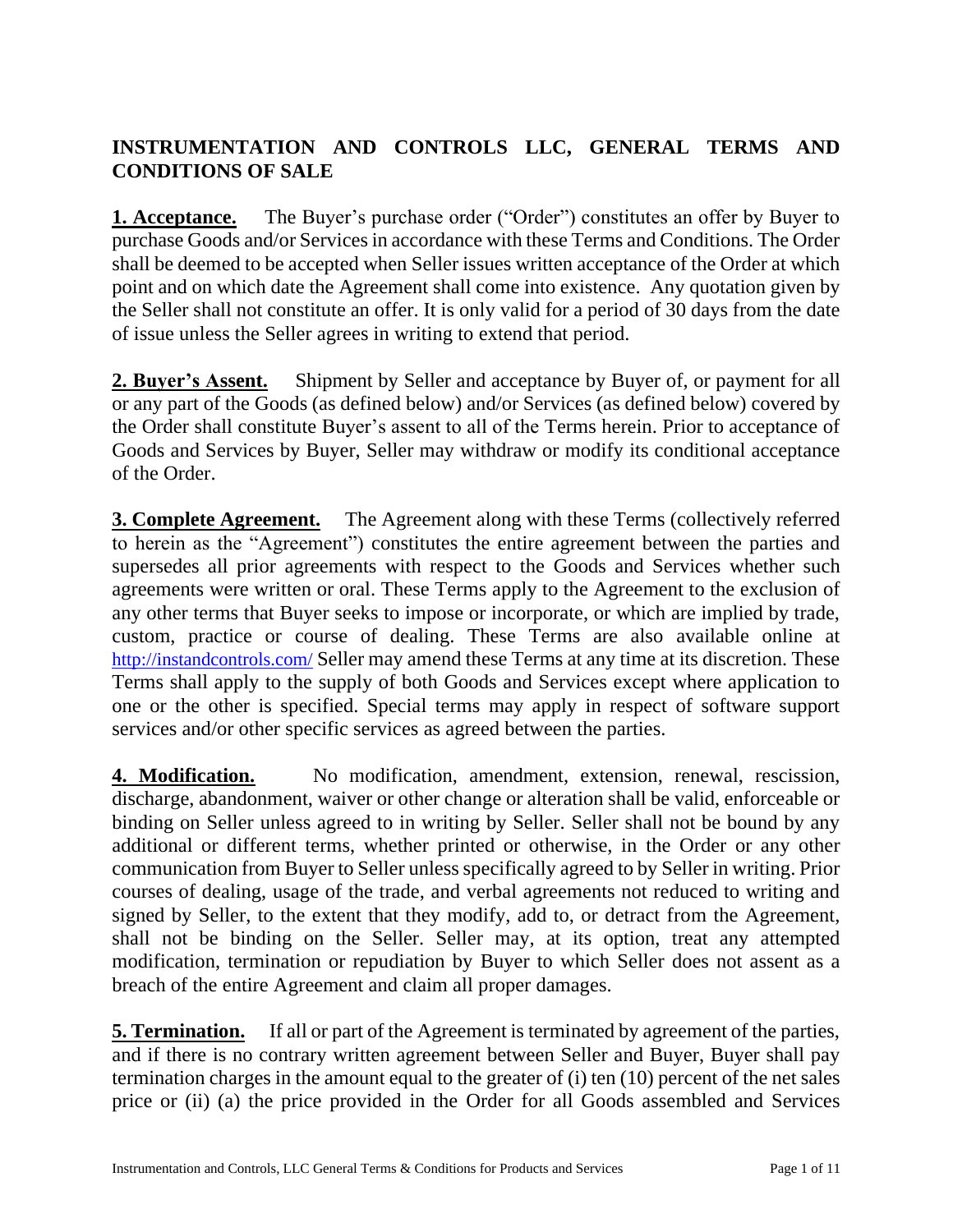# INSTRUMENTATION AND CONTROLS LLC, GENERAL TERMS AND CONDITIONS OF SALE

**1. Acceptance.** The Buyer's purchase order ("Order") constitutes an offer by Buyer to purchase Goods and/or Services in accordance with these Terms and Conditions. The Order shall be deemed to be accepted when Seller issues written acceptance of the Order at which point and on which date the Agreement shall come into existence. Any quotation given by the Seller shall not constitute an offer. It is only valid for a period of 30 days from the date of issue unless the Seller agrees in writing to extend that period.

**2. Buyer's Assent.** Shipment by Seller and acceptance by Buyer of, or payment for all or any part of the Goods (as defined below) and/or Services (as defined below) covered by the Order shall constitute Buyer's assent to all of the Terms herein. Prior to acceptance of Goods and Services by Buyer, Seller may withdraw or modify its conditional acceptance of the Order.

**3. Complete Agreement.** The Agreement along with these Terms (collectively referred to herein as the "Agreement") constitutes the entire agreement between the parties and supersedes all prior agreements with respect to the Goods and Services whether such agreements were written or oral. These Terms apply to the Agreement to the exclusion of any other terms that Buyer seeks to impose or incorporate, or which are implied by trade, custom, practice or course of dealing. These Terms are also available online at http://instandcontrols.com/ Seller may amend these Terms at any time at its discretion. These Terms shall apply to the supply of both Goods and Services except where application to one or the other is specified. Special terms may apply in respect of software support services and/or other specific services as agreed between the parties.

**4. Modification.** No modification, amendment, extension, renewal, rescission, discharge, abandonment, waiver or other change or alteration shall be valid, enforceable or binding on Seller unless agreed to in writing by Seller. Seller shall not be bound by any additional or different terms, whether printed or otherwise, in the Order or any other communication from Buyer to Seller unless specifically agreed to by Seller in writing. Prior courses of dealing, usage of the trade, and verbal agreements not reduced to writing and signed by Seller, to the extent that they modify, add to, or detract from the Agreement, shall not be binding on the Seller. Seller may, at its option, treat any attempted modification, termination or repudiation by Buyer to which Seller does not assent as a breach of the entire Agreement and claim all proper damages.

**5. Termination.** If all or part of the Agreement is terminated by agreement of the parties, and if there is no contrary written agreement between Seller and Buyer, Buyer shall pay termination charges in the amount equal to the greater of (i) ten (10) percent of the net sales price or (ii) (a) the price provided in the Order for all Goods assembled and Services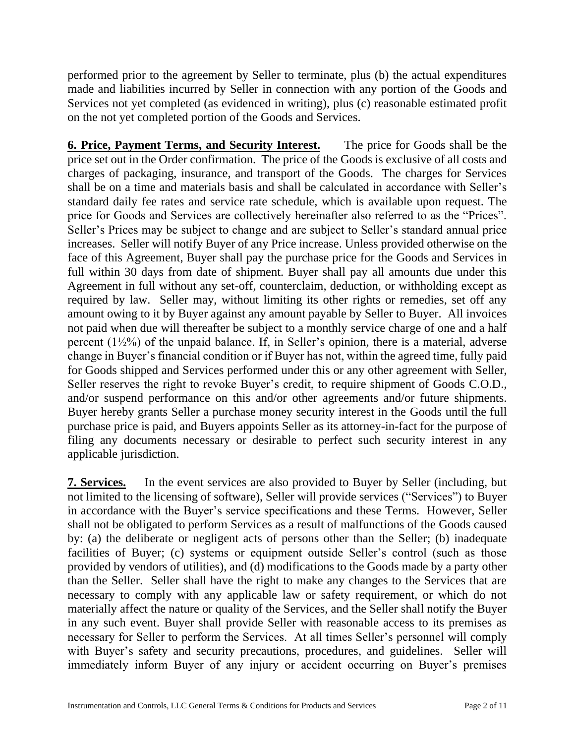performed prior to the agreement by Seller to terminate, plus (b) the actual expenditures made and liabilities incurred by Seller in connection with any portion of the Goods and Services not yet completed (as evidenced in writing), plus (c) reasonable estimated profit on the not yet completed portion of the Goods and Services.

**6. Price, Payment Terms, and Security Interest.** The price for Goods shall be the price set out in the Order confirmation. The price of the Goods is exclusive of all costs and charges of packaging, insurance, and transport of the Goods. The charges for Services shall be on a time and materials basis and shall be calculated in accordance with Seller's standard daily fee rates and service rate schedule, which is available upon request. The price for Goods and Services are collectively hereinafter also referred to as the "Prices". Seller's Prices may be subject to change and are subject to Seller's standard annual price increases. Seller will notify Buyer of any Price increase. Unless provided otherwise on the face of this Agreement, Buyer shall pay the purchase price for the Goods and Services in full within 30 days from date of shipment. Buyer shall pay all amounts due under this Agreement in full without any set-off, counterclaim, deduction, or withholding except as required by law. Seller may, without limiting its other rights or remedies, set off any amount owing to it by Buyer against any amount payable by Seller to Buyer. All invoices not paid when due will thereafter be subject to a monthly service charge of one and a half percent (1½%) of the unpaid balance. If, in Seller's opinion, there is a material, adverse change in Buyer's financial condition or if Buyer has not, within the agreed time, fully paid for Goods shipped and Services performed under this or any other agreement with Seller, Seller reserves the right to revoke Buyer's credit, to require shipment of Goods C.O.D., and/or suspend performance on this and/or other agreements and/or future shipments. Buyer hereby grants Seller a purchase money security interest in the Goods until the full purchase price is paid, and Buyers appoints Seller as its attorney-in-fact for the purpose of filing any documents necessary or desirable to perfect such security interest in any applicable jurisdiction.

**7. Services.** In the event services are also provided to Buyer by Seller (including, but not limited to the licensing of software), Seller will provide services ("Services") to Buyer in accordance with the Buyer's service specifications and these Terms. However, Seller shall not be obligated to perform Services as a result of malfunctions of the Goods caused by: (a) the deliberate or negligent acts of persons other than the Seller; (b) inadequate facilities of Buyer; (c) systems or equipment outside Seller's control (such as those provided by vendors of utilities), and (d) modifications to the Goods made by a party other than the Seller. Seller shall have the right to make any changes to the Services that are necessary to comply with any applicable law or safety requirement, or which do not materially affect the nature or quality of the Services, and the Seller shall notify the Buyer in any such event. Buyer shall provide Seller with reasonable access to its premises as necessary for Seller to perform the Services. At all times Seller's personnel will comply with Buyer's safety and security precautions, procedures, and guidelines. Seller will immediately inform Buyer of any injury or accident occurring on Buyer's premises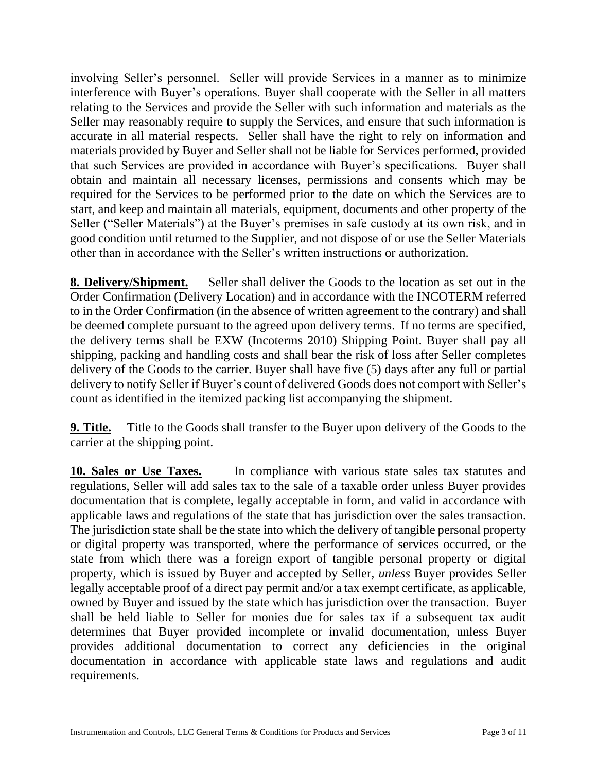involving Seller's personnel. Seller will provide Services in a manner as to minimize interference with Buyer's operations. Buyer shall cooperate with the Seller in all matters relating to the Services and provide the Seller with such information and materials as the Seller may reasonably require to supply the Services, and ensure that such information is accurate in all material respects. Seller shall have the right to rely on information and materials provided by Buyer and Seller shall not be liable for Services performed, provided that such Services are provided in accordance with Buyer's specifications. Buyer shall obtain and maintain all necessary licenses, permissions and consents which may be required for the Services to be performed prior to the date on which the Services are to start, and keep and maintain all materials, equipment, documents and other property of the Seller ("Seller Materials") at the Buyer's premises in safe custody at its own risk, and in good condition until returned to the Supplier, and not dispose of or use the Seller Materials other than in accordance with the Seller's written instructions or authorization.

**8. Delivery/Shipment.** Seller shall deliver the Goods to the location as set out in the Order Confirmation (Delivery Location) and in accordance with the INCOTERM referred to in the Order Confirmation (in the absence of written agreement to the contrary) and shall be deemed complete pursuant to the agreed upon delivery terms. If no terms are specified, the delivery terms shall be EXW (Incoterms 2010) Shipping Point. Buyer shall pay all shipping, packing and handling costs and shall bear the risk of loss after Seller completes delivery of the Goods to the carrier. Buyer shall have five (5) days after any full or partial delivery to notify Seller if Buyer's count of delivered Goods does not comport with Seller's count as identified in the itemized packing list accompanying the shipment.

**9. Title.** Title to the Goods shall transfer to the Buyer upon delivery of the Goods to the carrier at the shipping point.

**10. Sales or Use Taxes.** In compliance with various state sales tax statutes and regulations, Seller will add sales tax to the sale of a taxable order unless Buyer provides documentation that is complete, legally acceptable in form, and valid in accordance with applicable laws and regulations of the state that has jurisdiction over the sales transaction. The jurisdiction state shall be the state into which the delivery of tangible personal property or digital property was transported, where the performance of services occurred, or the state from which there was a foreign export of tangible personal property or digital property, which is issued by Buyer and accepted by Seller, *unless* Buyer provides Seller legally acceptable proof of a direct pay permit and/or a tax exempt certificate, as applicable, owned by Buyer and issued by the state which has jurisdiction over the transaction. Buyer shall be held liable to Seller for monies due for sales tax if a subsequent tax audit determines that Buyer provided incomplete or invalid documentation, unless Buyer provides additional documentation to correct any deficiencies in the original documentation in accordance with applicable state laws and regulations and audit requirements.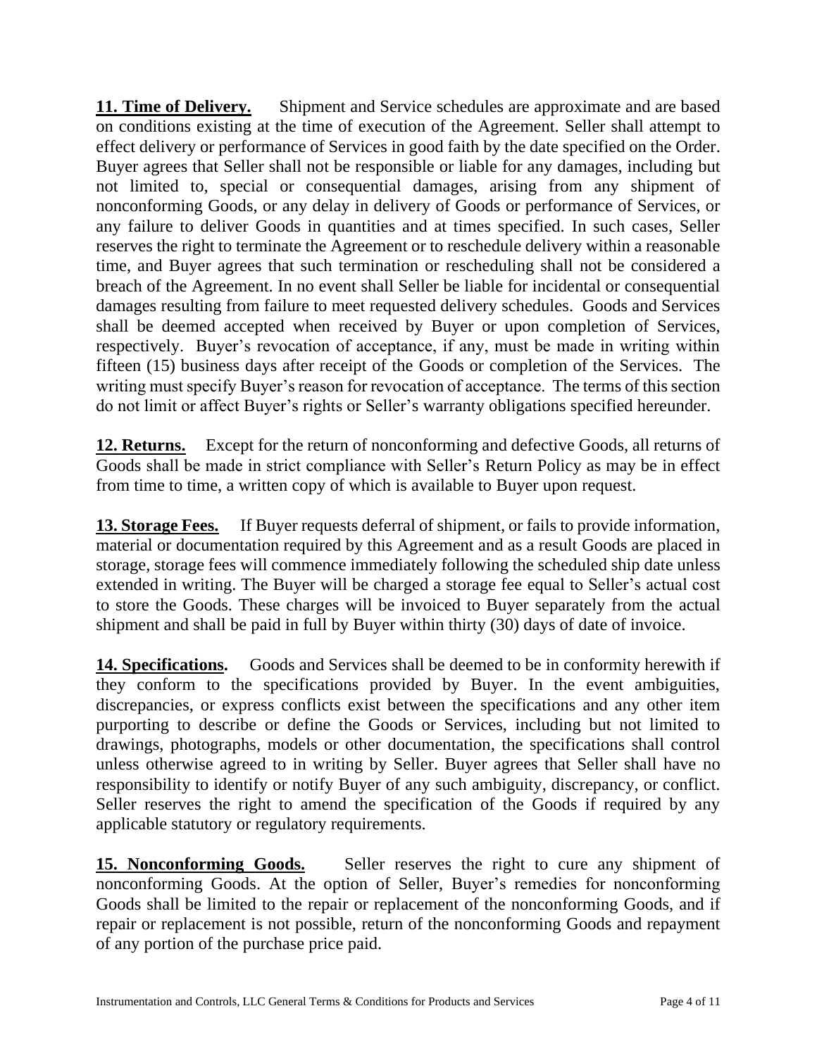**11. Time of Delivery.** Shipment and Service schedules are approximate and are based on conditions existing at the time of execution of the Agreement. Seller shall attempt to effect delivery or performance of Services in good faith by the date specified on the Order. Buyer agrees that Seller shall not be responsible or liable for any damages, including but not limited to, special or consequential damages, arising from any shipment of nonconforming Goods, or any delay in delivery of Goods or performance of Services, or any failure to deliver Goods in quantities and at times specified. In such cases, Seller reserves the right to terminate the Agreement or to reschedule delivery within a reasonable time, and Buyer agrees that such termination or rescheduling shall not be considered a breach of the Agreement. In no event shall Seller be liable for incidental or consequential damages resulting from failure to meet requested delivery schedules. Goods and Services shall be deemed accepted when received by Buyer or upon completion of Services, respectively. Buyer's revocation of acceptance, if any, must be made in writing within fifteen (15) business days after receipt of the Goods or completion of the Services. The writing must specify Buyer's reason for revocation of acceptance. The terms of this section do not limit or affect Buyer's rights or Seller's warranty obligations specified hereunder.

**12. Returns.** Except for the return of nonconforming and defective Goods, all returns of Goods shall be made in strict compliance with Seller's Return Policy as may be in effect from time to time, a written copy of which is available to Buyer upon request.

**13. Storage Fees.** If Buyer requests deferral of shipment, or fails to provide information, material or documentation required by this Agreement and as a result Goods are placed in storage, storage fees will commence immediately following the scheduled ship date unless extended in writing. The Buyer will be charged a storage fee equal to Seller's actual cost to store the Goods. These charges will be invoiced to Buyer separately from the actual shipment and shall be paid in full by Buyer within thirty (30) days of date of invoice.

**14. Specifications.** Goods and Services shall be deemed to be in conformity herewith if they conform to the specifications provided by Buyer. In the event ambiguities, discrepancies, or express conflicts exist between the specifications and any other item purporting to describe or define the Goods or Services, including but not limited to drawings, photographs, models or other documentation, the specifications shall control unless otherwise agreed to in writing by Seller. Buyer agrees that Seller shall have no responsibility to identify or notify Buyer of any such ambiguity, discrepancy, or conflict. Seller reserves the right to amend the specification of the Goods if required by any applicable statutory or regulatory requirements.

**15. Nonconforming Goods.** Seller reserves the right to cure any shipment of nonconforming Goods. At the option of Seller, Buyer's remedies for nonconforming Goods shall be limited to the repair or replacement of the nonconforming Goods, and if repair or replacement is not possible, return of the nonconforming Goods and repayment of any portion of the purchase price paid.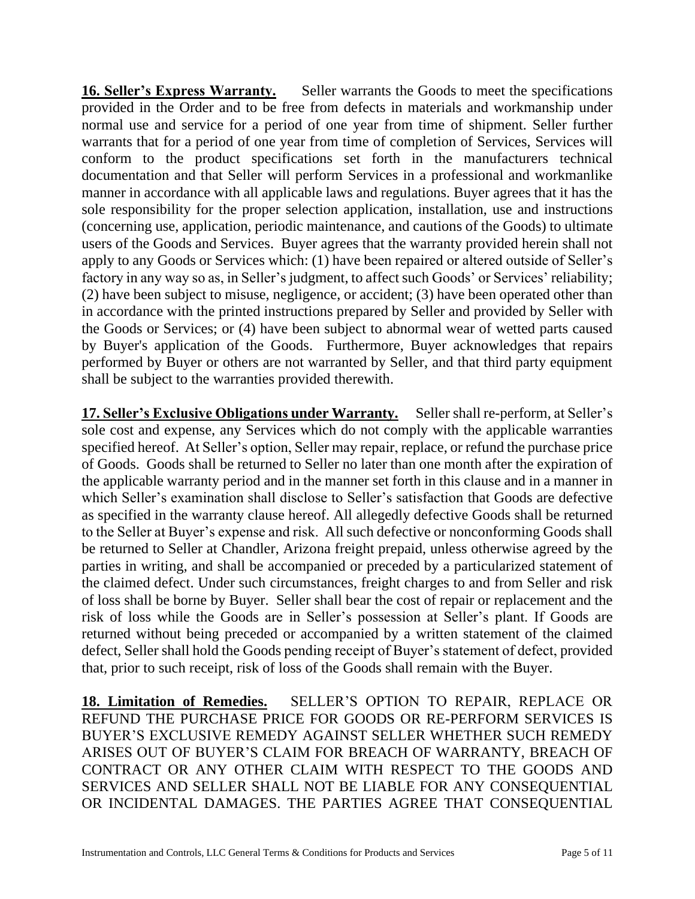**16. Seller's Express Warranty.** Seller warrants the Goods to meet the specifications provided in the Order and to be free from defects in materials and workmanship under normal use and service for a period of one year from time of shipment. Seller further warrants that for a period of one year from time of completion of Services, Services will conform to the product specifications set forth in the manufacturers technical documentation and that Seller will perform Services in a professional and workmanlike manner in accordance with all applicable laws and regulations. Buyer agrees that it has the sole responsibility for the proper selection application, installation, use and instructions (concerning use, application, periodic maintenance, and cautions of the Goods) to ultimate users of the Goods and Services. Buyer agrees that the warranty provided herein shall not apply to any Goods or Services which: (1) have been repaired or altered outside of Seller's factory in any way so as, in Seller's judgment, to affect such Goods' or Services' reliability; (2) have been subject to misuse, negligence, or accident; (3) have been operated other than in accordance with the printed instructions prepared by Seller and provided by Seller with the Goods or Services; or (4) have been subject to abnormal wear of wetted parts caused by Buyer's application of the Goods. Furthermore, Buyer acknowledges that repairs performed by Buyer or others are not warranted by Seller, and that third party equipment shall be subject to the warranties provided therewith.

**17. Seller's Exclusive Obligations under Warranty.** Seller shall re-perform, at Seller's sole cost and expense, any Services which do not comply with the applicable warranties specified hereof. At Seller's option, Seller may repair, replace, or refund the purchase price of Goods. Goods shall be returned to Seller no later than one month after the expiration of the applicable warranty period and in the manner set forth in this clause and in a manner in which Seller's examination shall disclose to Seller's satisfaction that Goods are defective as specified in the warranty clause hereof. All allegedly defective Goods shall be returned to the Seller at Buyer's expense and risk. All such defective or nonconforming Goods shall be returned to Seller at Chandler, Arizona freight prepaid, unless otherwise agreed by the parties in writing, and shall be accompanied or preceded by a particularized statement of the claimed defect. Under such circumstances, freight charges to and from Seller and risk of loss shall be borne by Buyer. Seller shall bear the cost of repair or replacement and the risk of loss while the Goods are in Seller's possession at Seller's plant. If Goods are returned without being preceded or accompanied by a written statement of the claimed defect, Seller shall hold the Goods pending receipt of Buyer's statement of defect, provided that, prior to such receipt, risk of loss of the Goods shall remain with the Buyer.

**18. Limitation of Remedies.** SELLER'S OPTION TO REPAIR, REPLACE OR REFUND THE PURCHASE PRICE FOR GOODS OR RE-PERFORM SERVICES IS BUYER'S EXCLUSIVE REMEDY AGAINST SELLER WHETHER SUCH REMEDY ARISES OUT OF BUYER'S CLAIM FOR BREACH OF WARRANTY, BREACH OF CONTRACT OR ANY OTHER CLAIM WITH RESPECT TO THE GOODS AND SERVICES AND SELLER SHALL NOT BE LIABLE FOR ANY CONSEQUENTIAL OR INCIDENTAL DAMAGES. THE PARTIES AGREE THAT CONSEQUENTIAL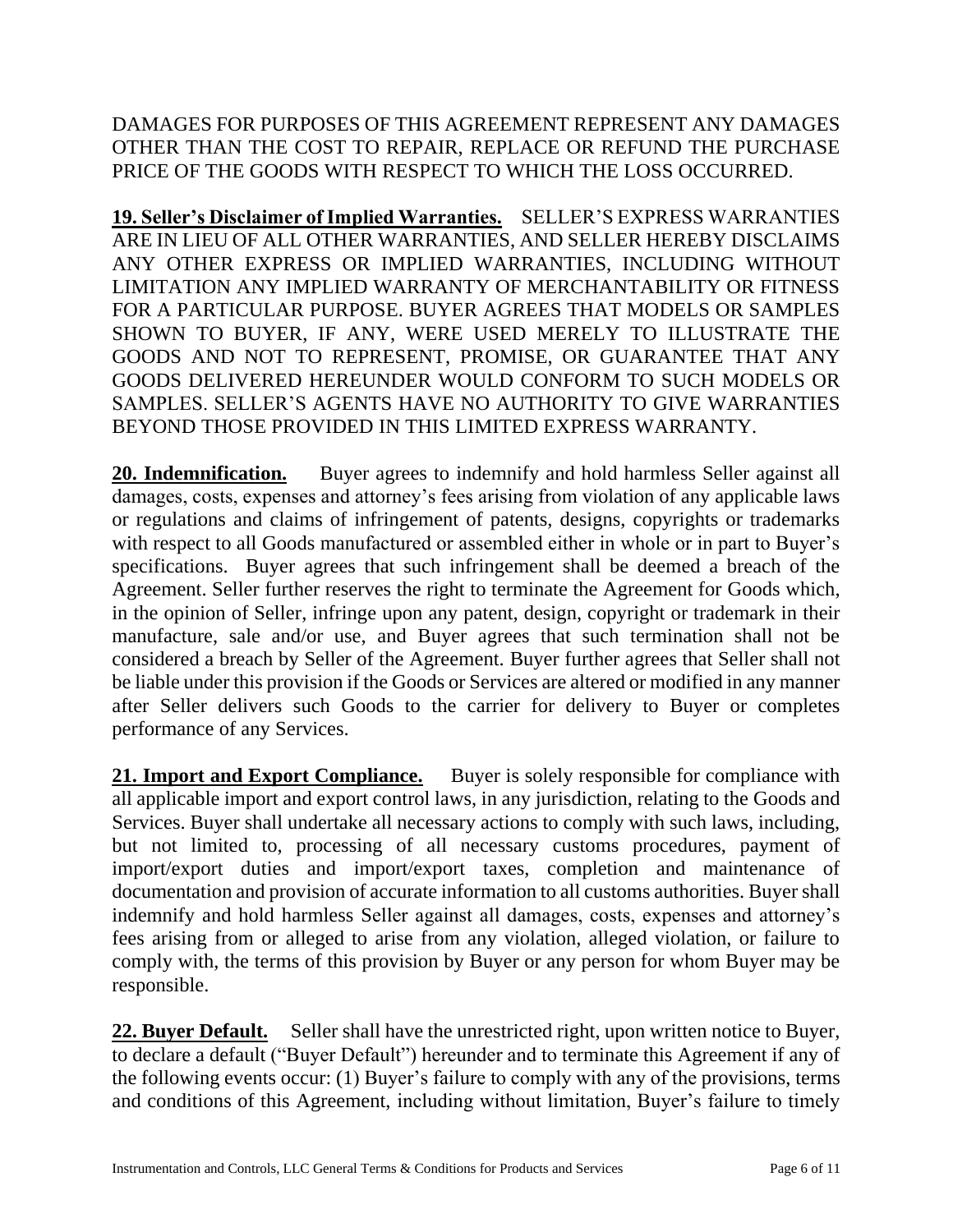DAMAGES FOR PURPOSES OF THIS AGREEMENT REPRESENT ANY DAMAGES OTHER THAN THE COST TO REPAIR, REPLACE OR REFUND THE PURCHASE PRICE OF THE GOODS WITH RESPECT TO WHICH THE LOSS OCCURRED.

**19. Seller's Disclaimer of Implied Warranties.** SELLER'S EXPRESS WARRANTIES ARE IN LIEU OF ALL OTHER WARRANTIES, AND SELLER HEREBY DISCLAIMS ANY OTHER EXPRESS OR IMPLIED WARRANTIES, INCLUDING WITHOUT LIMITATION ANY IMPLIED WARRANTY OF MERCHANTABILITY OR FITNESS FOR A PARTICULAR PURPOSE. BUYER AGREES THAT MODELS OR SAMPLES SHOWN TO BUYER, IF ANY, WERE USED MERELY TO ILLUSTRATE THE GOODS AND NOT TO REPRESENT, PROMISE, OR GUARANTEE THAT ANY GOODS DELIVERED HEREUNDER WOULD CONFORM TO SUCH MODELS OR SAMPLES. SELLER'S AGENTS HAVE NO AUTHORITY TO GIVE WARRANTIES BEYOND THOSE PROVIDED IN THIS LIMITED EXPRESS WARRANTY.

**20. Indemnification.** Buyer agrees to indemnify and hold harmless Seller against all damages, costs, expenses and attorney's fees arising from violation of any applicable laws or regulations and claims of infringement of patents, designs, copyrights or trademarks with respect to all Goods manufactured or assembled either in whole or in part to Buyer's specifications. Buyer agrees that such infringement shall be deemed a breach of the Agreement. Seller further reserves the right to terminate the Agreement for Goods which, in the opinion of Seller, infringe upon any patent, design, copyright or trademark in their manufacture, sale and/or use, and Buyer agrees that such termination shall not be considered a breach by Seller of the Agreement. Buyer further agrees that Seller shall not be liable under this provision if the Goods or Services are altered or modified in any manner after Seller delivers such Goods to the carrier for delivery to Buyer or completes performance of any Services.

**21. Import and Export Compliance.** Buyer is solely responsible for compliance with all applicable import and export control laws, in any jurisdiction, relating to the Goods and Services. Buyer shall undertake all necessary actions to comply with such laws, including, but not limited to, processing of all necessary customs procedures, payment of import/export duties and import/export taxes, completion and maintenance of documentation and provision of accurate information to all customs authorities. Buyer shall indemnify and hold harmless Seller against all damages, costs, expenses and attorney's fees arising from or alleged to arise from any violation, alleged violation, or failure to comply with, the terms of this provision by Buyer or any person for whom Buyer may be responsible.

**22. Buyer Default.** Seller shall have the unrestricted right, upon written notice to Buyer, to declare a default ("Buyer Default") hereunder and to terminate this Agreement if any of the following events occur: (1) Buyer's failure to comply with any of the provisions, terms and conditions of this Agreement, including without limitation, Buyer's failure to timely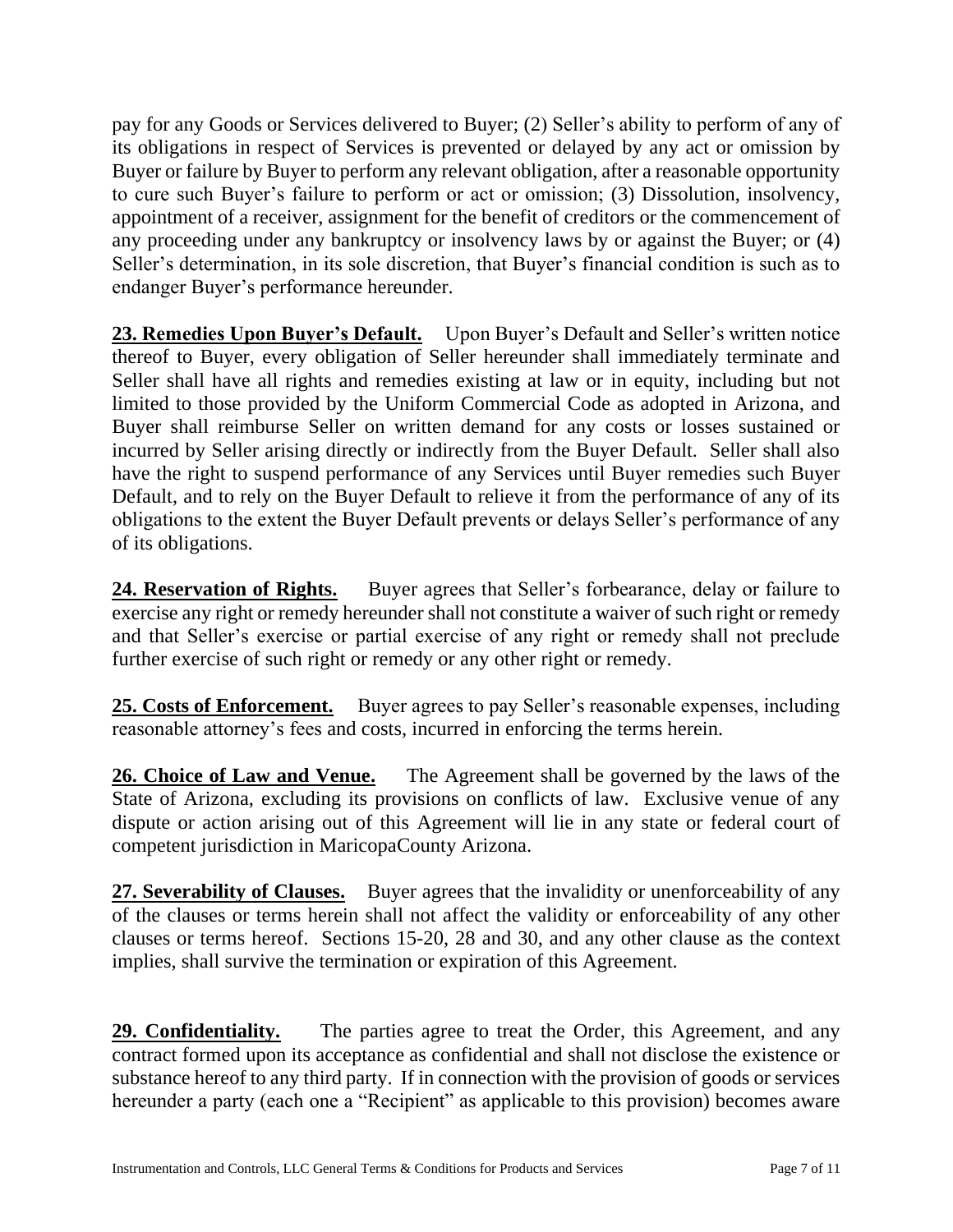pay for any Goods or Services delivered to Buyer; (2) Seller's ability to perform of any of its obligations in respect of Services is prevented or delayed by any act or omission by Buyer or failure by Buyer to perform any relevant obligation, after a reasonable opportunity to cure such Buyer's failure to perform or act or omission; (3) Dissolution, insolvency, appointment of a receiver, assignment for the benefit of creditors or the commencement of any proceeding under any bankruptcy or insolvency laws by or against the Buyer; or (4) Seller's determination, in its sole discretion, that Buyer's financial condition is such as to endanger Buyer's performance hereunder.

**23. Remedies Upon Buyer's Default.** Upon Buyer's Default and Seller's written notice thereof to Buyer, every obligation of Seller hereunder shall immediately terminate and Seller shall have all rights and remedies existing at law or in equity, including but not limited to those provided by the Uniform Commercial Code as adopted in Arizona, and Buyer shall reimburse Seller on written demand for any costs or losses sustained or incurred by Seller arising directly or indirectly from the Buyer Default. Seller shall also have the right to suspend performance of any Services until Buyer remedies such Buyer Default, and to rely on the Buyer Default to relieve it from the performance of any of its obligations to the extent the Buyer Default prevents or delays Seller's performance of any of its obligations.

**24. Reservation of Rights.** Buyer agrees that Seller's forbearance, delay or failure to exercise any right or remedy hereunder shall not constitute a waiver of such right or remedy and that Seller's exercise or partial exercise of any right or remedy shall not preclude further exercise of such right or remedy or any other right or remedy.

**25. Costs of Enforcement.** Buyer agrees to pay Seller's reasonable expenses, including reasonable attorney's fees and costs, incurred in enforcing the terms herein.

**26. Choice of Law and Venue.** The Agreement shall be governed by the laws of the State of Arizona, excluding its provisions on conflicts of law. Exclusive venue of any dispute or action arising out of this Agreement will lie in any state or federal court of competent jurisdiction in MaricopaCounty Arizona.

**27. Severability of Clauses.** Buyer agrees that the invalidity or unenforceability of any of the clauses or terms herein shall not affect the validity or enforceability of any other clauses or terms hereof. Sections 15-20, 28 and 30, and any other clause as the context implies, shall survive the termination or expiration of this Agreement.

**29. Confidentiality.** The parties agree to treat the Order, this Agreement, and any contract formed upon its acceptance as confidential and shall not disclose the existence or substance hereof to any third party. If in connection with the provision of goods or services hereunder a party (each one a "Recipient" as applicable to this provision) becomes aware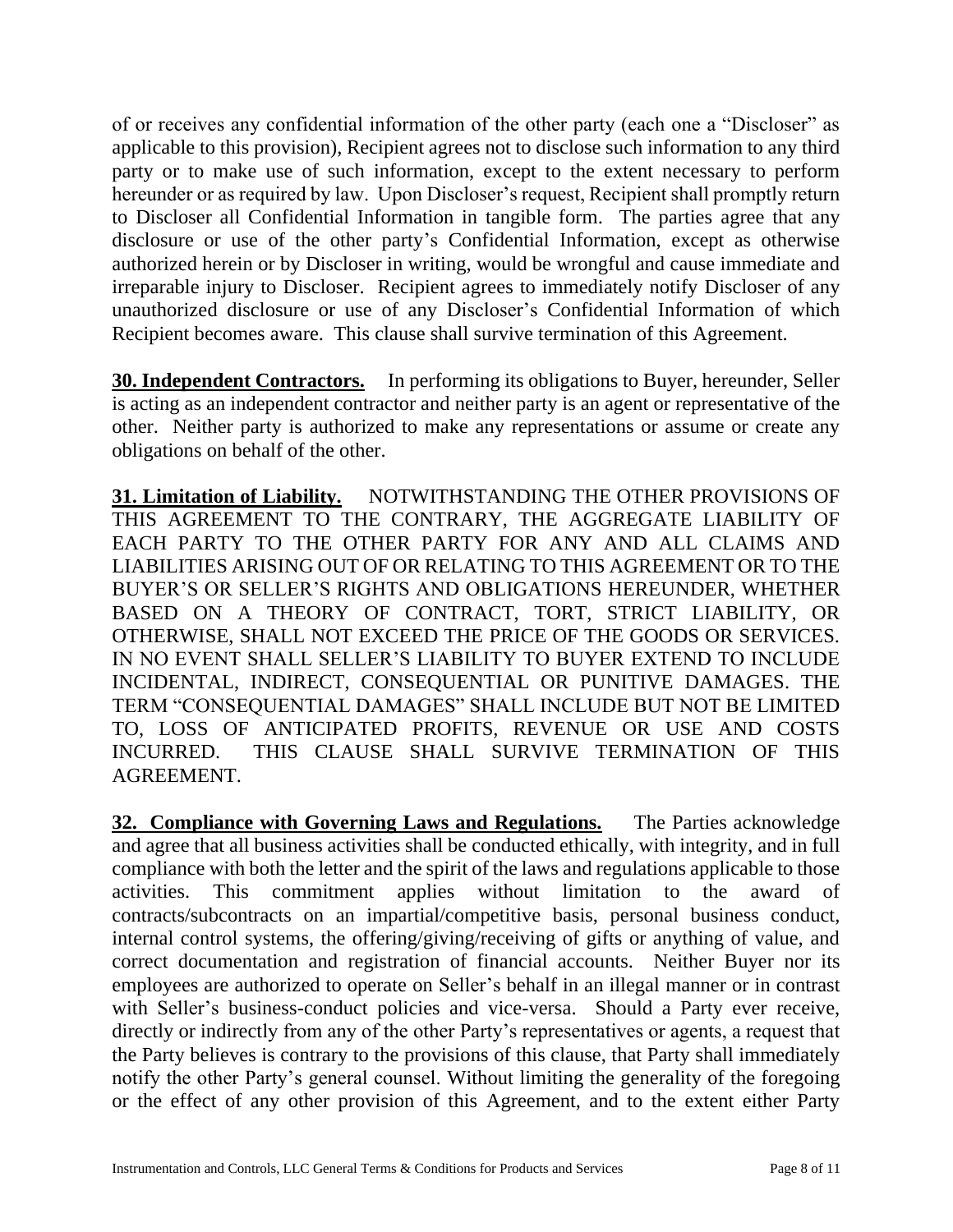of or receives any confidential information of the other party (each one a "Discloser" as applicable to this provision), Recipient agrees not to disclose such information to any third party or to make use of such information, except to the extent necessary to perform hereunder or as required by law. Upon Discloser's request, Recipient shall promptly return to Discloser all Confidential Information in tangible form. The parties agree that any disclosure or use of the other party's Confidential Information, except as otherwise authorized herein or by Discloser in writing, would be wrongful and cause immediate and irreparable injury to Discloser. Recipient agrees to immediately notify Discloser of any unauthorized disclosure or use of any Discloser's Confidential Information of which Recipient becomes aware. This clause shall survive termination of this Agreement.

**30. Independent Contractors.** In performing its obligations to Buyer, hereunder, Seller is acting as an independent contractor and neither party is an agent or representative of the other. Neither party is authorized to make any representations or assume or create any obligations on behalf of the other.

**31. Limitation of Liability.** NOTWITHSTANDING THE OTHER PROVISIONS OF THIS AGREEMENT TO THE CONTRARY, THE AGGREGATE LIABILITY OF EACH PARTY TO THE OTHER PARTY FOR ANY AND ALL CLAIMS AND LIABILITIES ARISING OUT OF OR RELATING TO THIS AGREEMENT OR TO THE BUYER'S OR SELLER'S RIGHTS AND OBLIGATIONS HEREUNDER, WHETHER BASED ON A THEORY OF CONTRACT, TORT, STRICT LIABILITY, OR OTHERWISE, SHALL NOT EXCEED THE PRICE OF THE GOODS OR SERVICES. IN NO EVENT SHALL SELLER'S LIABILITY TO BUYER EXTEND TO INCLUDE INCIDENTAL, INDIRECT, CONSEQUENTIAL OR PUNITIVE DAMAGES. THE TERM "CONSEQUENTIAL DAMAGES" SHALL INCLUDE BUT NOT BE LIMITED TO, LOSS OF ANTICIPATED PROFITS, REVENUE OR USE AND COSTS INCURRED. THIS CLAUSE SHALL SURVIVE TERMINATION OF THIS AGREEMENT.

**32. Compliance with Governing Laws and Regulations.** The Parties acknowledge and agree that all business activities shall be conducted ethically, with integrity, and in full compliance with both the letter and the spirit of the laws and regulations applicable to those activities. This commitment applies without limitation to the award of contracts/subcontracts on an impartial/competitive basis, personal business conduct, internal control systems, the offering/giving/receiving of gifts or anything of value, and correct documentation and registration of financial accounts. Neither Buyer nor its employees are authorized to operate on Seller's behalf in an illegal manner or in contrast with Seller's business-conduct policies and vice-versa. Should a Party ever receive, directly or indirectly from any of the other Party's representatives or agents, a request that the Party believes is contrary to the provisions of this clause, that Party shall immediately notify the other Party's general counsel. Without limiting the generality of the foregoing or the effect of any other provision of this Agreement, and to the extent either Party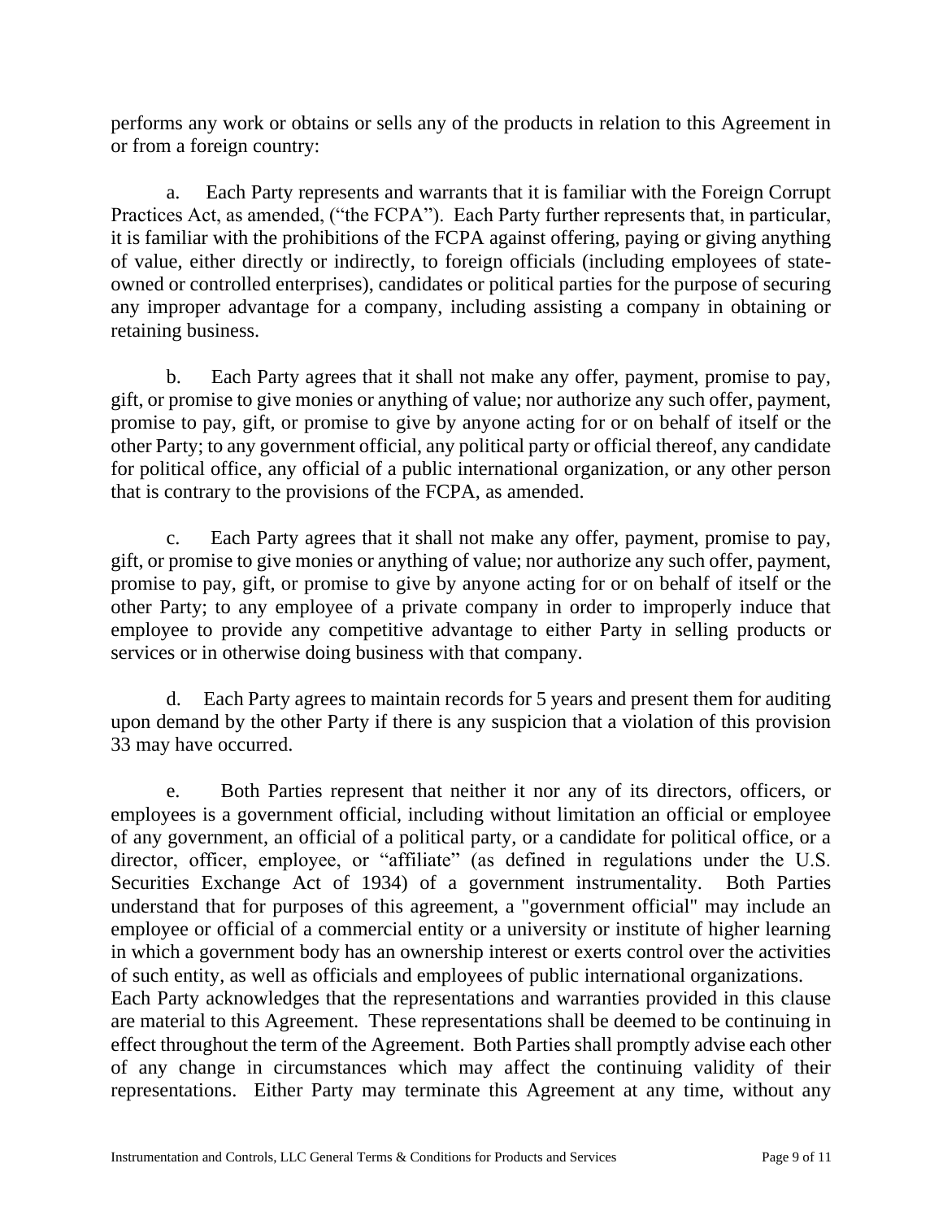performs any work or obtains or sells any of the products in relation to this Agreement in or from a foreign country:

a. Each Party represents and warrants that it is familiar with the Foreign Corrupt Practices Act, as amended, ("the FCPA"). Each Party further represents that, in particular, it is familiar with the prohibitions of the FCPA against offering, paying or giving anything of value, either directly or indirectly, to foreign officials (including employees of state-owned or controlled enterprises), candidates or political parties for the purpose of securing any improper advantage for a company, including assisting a company in obtaining or retaining business.

b. Each Party agrees that it shall not make any offer, payment, promise to pay, gift, or promise to give monies or anything of value; nor authorize any such offer, payment, promise to pay, gift, or promise to give by anyone acting for or on behalf of itself or the other Party; to any government official, any political party or official thereof, any candidate for political office, any official of a public international organization, or any other person that is contrary to the provisions of the FCPA, as amended.

c. Each Party agrees that it shall not make any offer, payment, promise to pay, gift, or promise to give monies or anything of value; nor authorize any such offer, payment, promise to pay, gift, or promise to give by anyone acting for or on behalf of itself or the other Party; to any employee of a private company in order to improperly induce that employee to provide any competitive advantage to either Party in selling products or services or in otherwise doing business with that company.

d. Each Party agrees to maintain records for 5 years and present them for auditing upon demand by the other Party if there is any suspicion that a violation of this provision 33 may have occurred.

e. Both Parties represent that neither it nor any of its directors, officers, or employees is a government official, including without limitation an official or employee of any government, an official of a political party, or a candidate for political office, or a director, officer, employee, or "affiliate" (as defined in regulations under the U.S. Securities Exchange Act of 1934) of a government instrumentality. Both Parties understand that for purposes of this agreement, a "government official" may include an employee or official of a commercial entity or a university or institute of higher learning in which a government body has an ownership interest or exerts control over the activities of such entity, as well as officials and employees of public international organizations.

Each Party acknowledges that the representations and warranties provided in this clause are material to this Agreement. These representations shall be deemed to be continuing in effect throughout the term of the Agreement. Both Parties shall promptly advise each other of any change in circumstances which may affect the continuing validity of their representations. Either Party may terminate this Agreement at any time, without any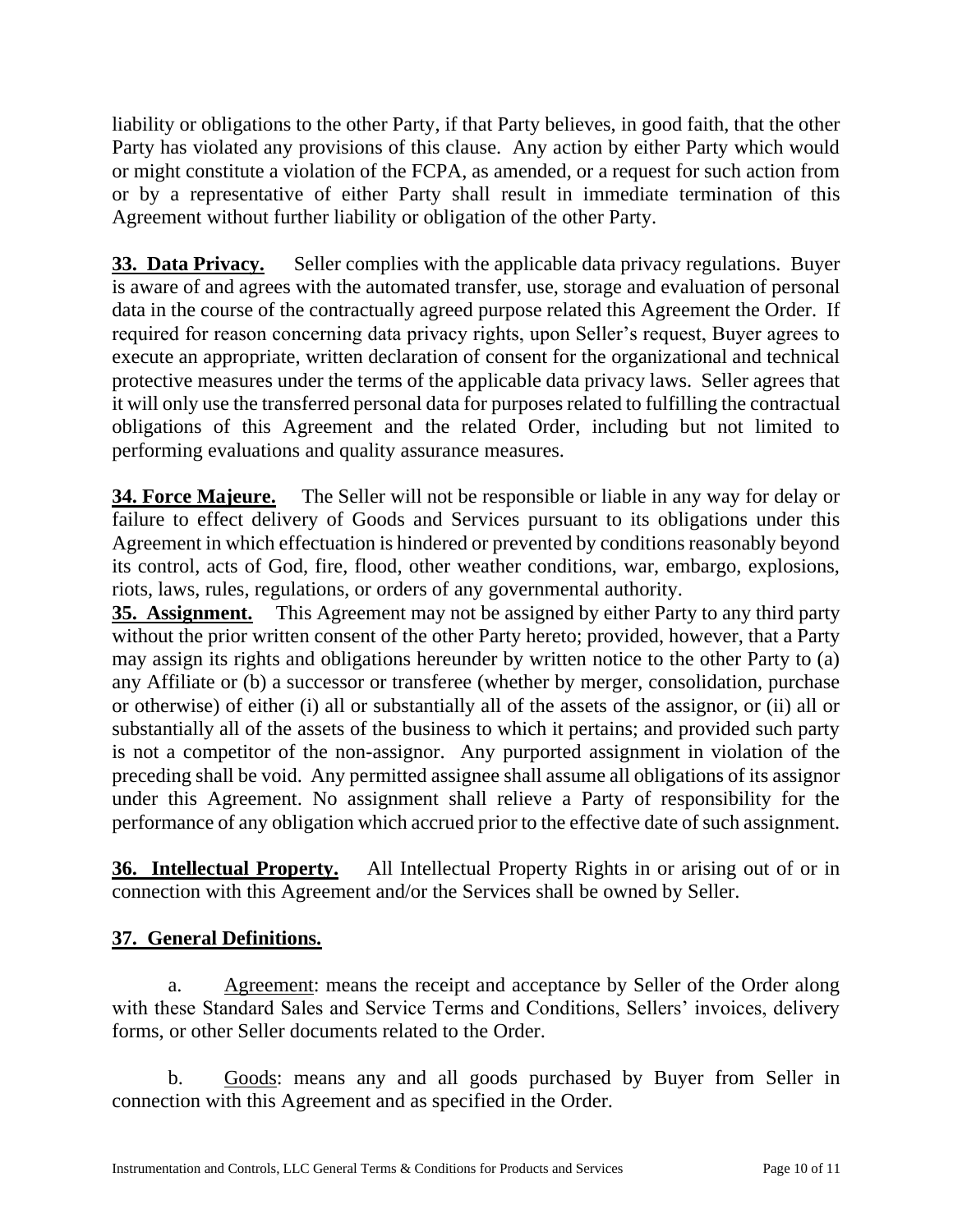liability or obligations to the other Party, if that Party believes, in good faith, that the other Party has violated any provisions of this clause. Any action by either Party which would or might constitute a violation of the FCPA, as amended, or a request for such action from or by a representative of either Party shall result in immediate termination of this Agreement without further liability or obligation of the other Party.

**33. Data Privacy.** Seller complies with the applicable data privacy regulations. Buyer is aware of and agrees with the automated transfer, use, storage and evaluation of personal data in the course of the contractually agreed purpose related this Agreement the Order. If required for reason concerning data privacy rights, upon Seller's request, Buyer agrees to execute an appropriate, written declaration of consent for the organizational and technical protective measures under the terms of the applicable data privacy laws. Seller agrees that it will only use the transferred personal data for purposes related to fulfilling the contractual obligations of this Agreement and the related Order, including but not limited to performing evaluations and quality assurance measures.

**34. Force Majeure.** The Seller will not be responsible or liable in any way for delay or failure to effect delivery of Goods and Services pursuant to its obligations under this Agreement in which effectuation is hindered or prevented by conditions reasonably beyond its control, acts of God, fire, flood, other weather conditions, war, embargo, explosions, riots, laws, rules, regulations, or orders of any governmental authority.

**35. Assignment.** This Agreement may not be assigned by either Party to any third party without the prior written consent of the other Party hereto; provided, however, that a Party may assign its rights and obligations hereunder by written notice to the other Party to (a) any Affiliate or (b) a successor or transferee (whether by merger, consolidation, purchase or otherwise) of either (i) all or substantially all of the assets of the assignor, or (ii) all or substantially all of the assets of the business to which it pertains; and provided such party is not a competitor of the non-assignor. Any purported assignment in violation of the preceding shall be void. Any permitted assignee shall assume all obligations of its assignor under this Agreement. No assignment shall relieve a Party of responsibility for the performance of any obligation which accrued prior to the effective date of such assignment.

**36. Intellectual Property.** All Intellectual Property Rights in or arising out of or in connection with this Agreement and/or the Services shall be owned by Seller.

**37. General Definitions.**

a. Agreement: means the receipt and acceptance by Seller of the Order along with these Standard Sales and Service Terms and Conditions, Sellers' invoices, delivery forms, or other Seller documents related to the Order.

b. Goods: means any and all goods purchased by Buyer from Seller in connection with this Agreement and as specified in the Order.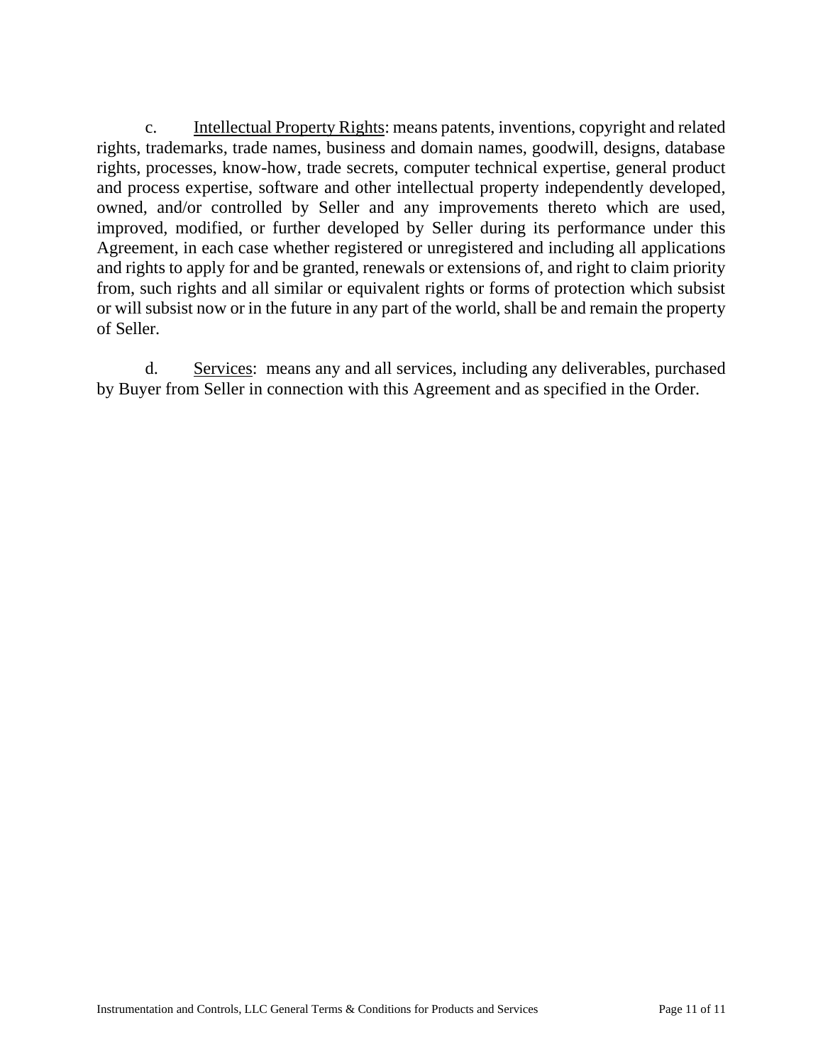c. <u>Intellectual Property Rights</u>: means patents, inventions, copyright and related rights, trademarks, trade names, business and domain names, goodwill, designs, database rights, processes, know-how, trade secrets, computer technical expertise, general product and process expertise, software and other intellectual property independently developed, owned, and/or controlled by Seller and any improvements thereto which are used, improved, modified, or further developed by Seller during its performance under this Agreement, in each case whether registered or unregistered and including all applications and rights to apply for and be granted, renewals or extensions of, and right to claim priority from, such rights and all similar or equivalent rights or forms of protection which subsist or will subsist now or in the future in any part of the world, shall be and remain the property of Seller.

d. <u>Services</u>: means any and all services, including any deliverables, purchased by Buyer from Seller in connection with this Agreement and as specified in the Order.